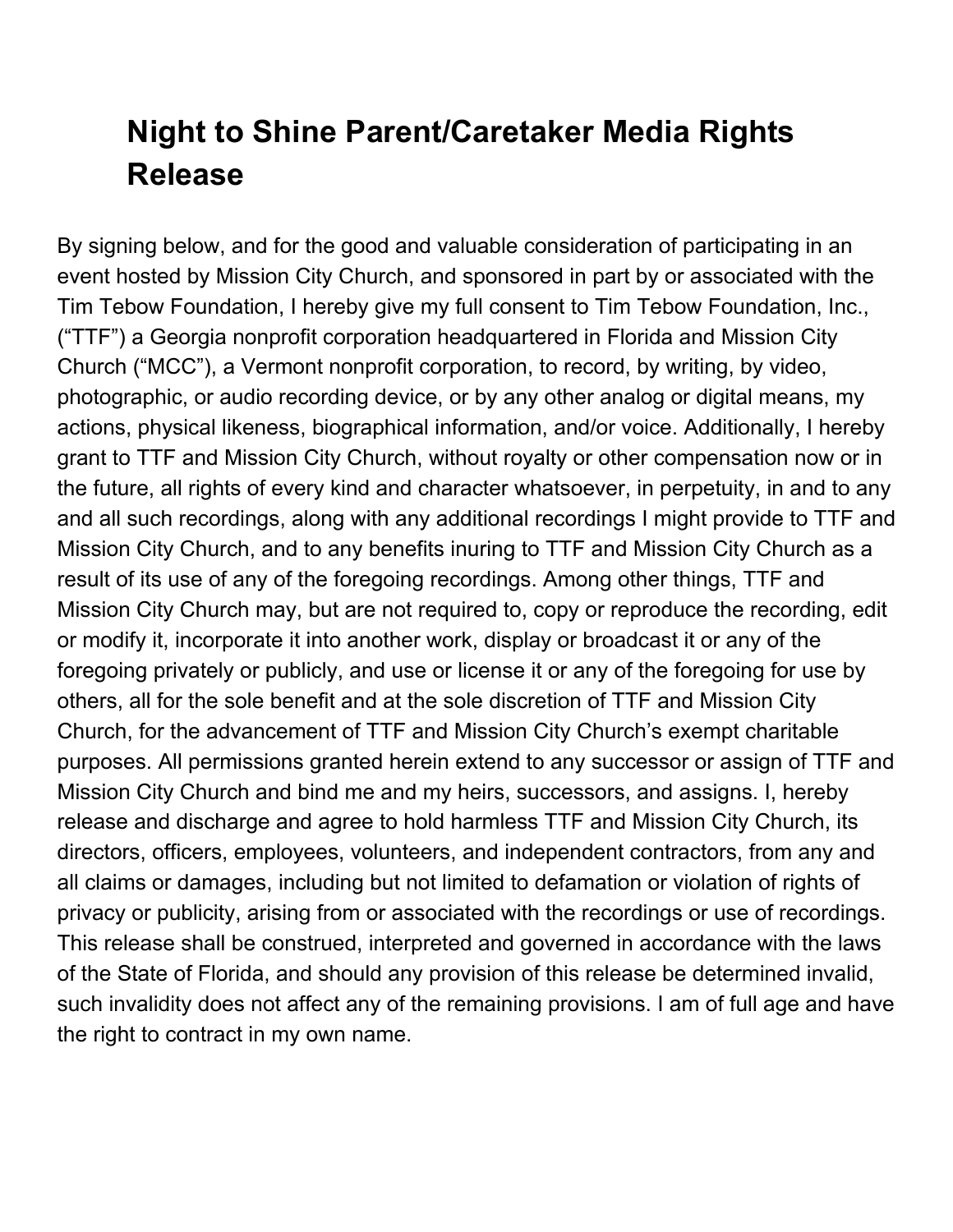# Night to Shine Parent/Caretaker Media Rights Release

By signing below, and for the good and valuable consideration of participating in an event hosted by Mission City Church, and sponsored in part by or associated with the Tim Tebow Foundation, I hereby give my full consent to Tim Tebow Foundation, Inc., ("TTF") a Georgia nonprofit corporation headquartered in Florida and Mission City Church ("MCC"), a Vermont nonprofit corporation, to record, by writing, by video, photographic, or audio recording device, or by any other analog or digital means, my actions, physical likeness, biographical information, and/or voice. Additionally, I hereby grant to TTF and Mission City Church, without royalty or other compensation now or in the future, all rights of every kind and character whatsoever, in perpetuity, in and to any and all such recordings, along with any additional recordings I might provide to TTF and Mission City Church, and to any benefits inuring to TTF and Mission City Church as a result of its use of any of the foregoing recordings. Among other things, TTF and Mission City Church may, but are not required to, copy or reproduce the recording, edit or modify it, incorporate it into another work, display or broadcast it or any of the foregoing privately or publicly, and use or license it or any of the foregoing for use by others, all for the sole benefit and at the sole discretion of TTF and Mission City Church, for the advancement of TTF and Mission City Church's exempt charitable purposes. All permissions granted herein extend to any successor or assign of TTF and Mission City Church and bind me and my heirs, successors, and assigns. I, hereby release and discharge and agree to hold harmless TTF and Mission City Church, its directors, officers, employees, volunteers, and independent contractors, from any and all claims or damages, including but not limited to defamation or violation of rights of privacy or publicity, arising from or associated with the recordings or use of recordings. This release shall be construed, interpreted and governed in accordance with the laws of the State of Florida, and should any provision of this release be determined invalid, such invalidity does not affect any of the remaining provisions. I am of full age and have the right to contract in my own name.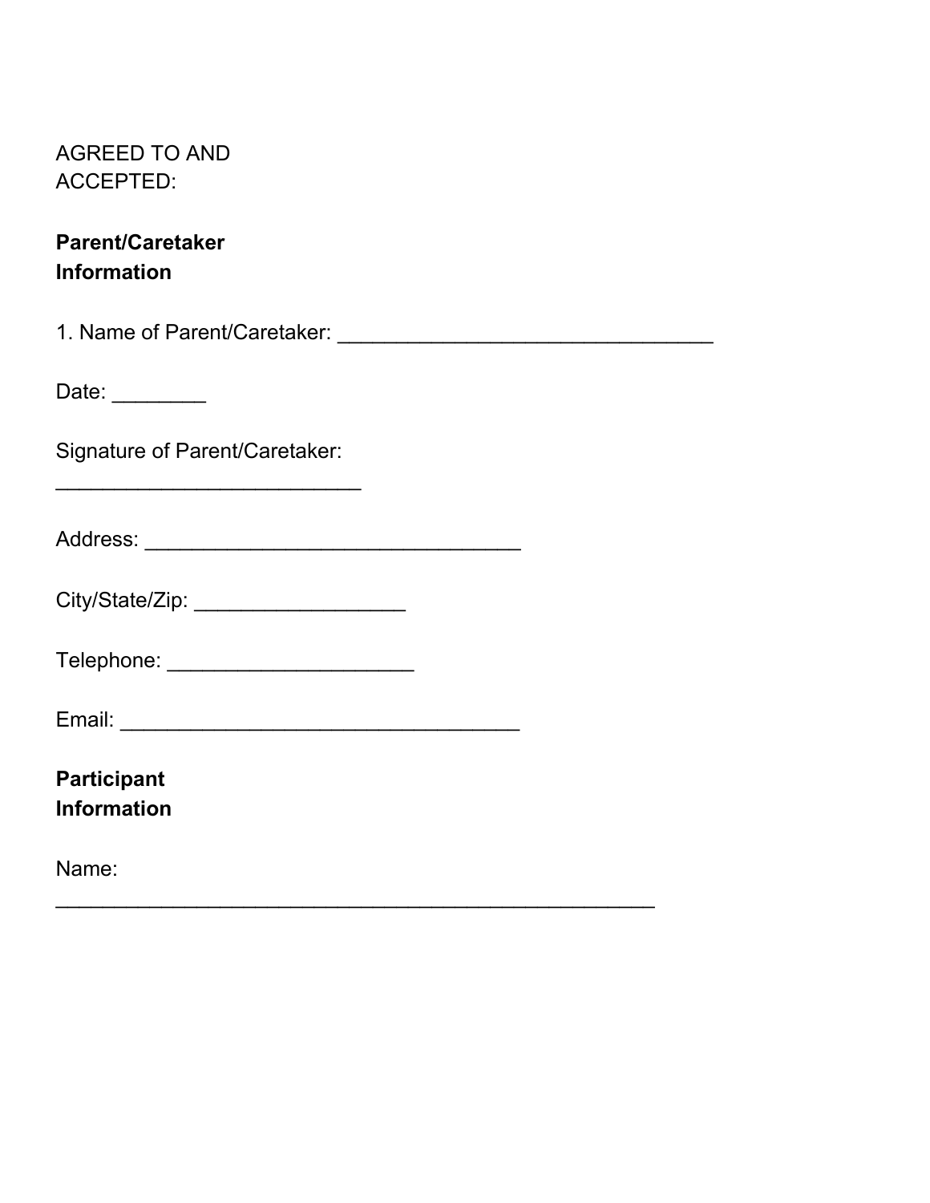AGREED TO AND
ACCEPTED:

**Parent/Caretaker Information**

1. Name of Parent/Caretaker: ________________________________

Date: ________

Signature of Parent/Caretaker:
__________________________

Address: ________________________________

City/State/Zip: __________________

Telephone: _____________________

Email: __________________________________

**Participant Information**

Name:
___________________________________________________